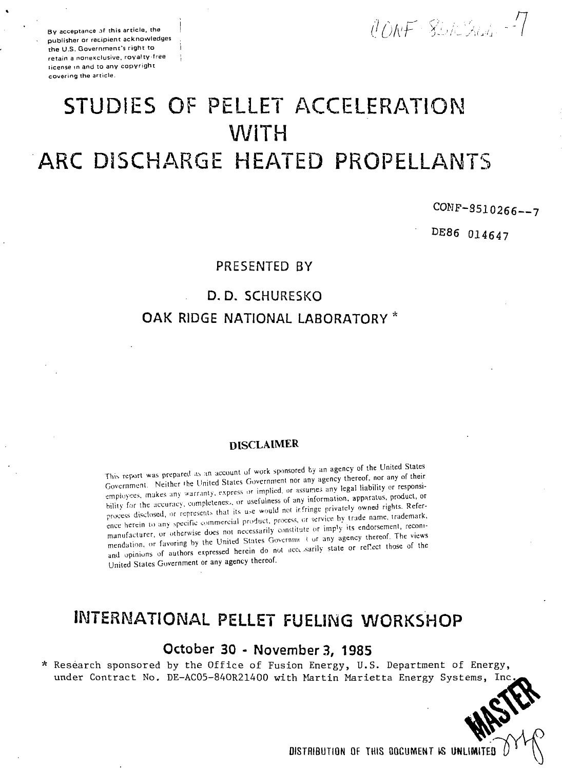By acceptance of this article, the publisher or recipient acknowledges the U.S. Government's right to retain a nonexclusive, royalty-free license in and to any copyright covering the article.

CONF-8510266--7

# STUDIES OF PELLET ACCELERATION WITH ARC DISCHARGE HEATED PROPELLANTS

CONF-8510266--7

DE86 014647

PRESENTED BY

D. D. SCHURESKO

OAK RIDGE NATIONAL LABORATORY *

**DISCLAIMER**

This report was prepared as an account of work sponsored by an agency of the United States Government. Neither the United States Government nor any agency thereof, nor any of their employees, makes any warranty, express or implied, or assumes any legal liability or responsibility for the accuracy, completeness, or usefulness of any information, apparatus, product, or process disclosed, or represents that its use would not infringe privately owned rights. Reference herein to any specific commercial product, process, or service by trade name, trademark, manufacturer, or otherwise does not necessarily constitute or imply its endorsement, recommendation, or favoring by the United States Government or any agency thereof. The views and opinions of authors expressed herein do not necessarily state or reflect those of the United States Government or any agency thereof.

## INTERNATIONAL PELLET FUELING WORKSHOP

### October 30 - November 3, 1985

\* Research sponsored by the Office of Fusion Energy, U.S. Department of Energy, under Contract No. DE-AC05-84OR21400 with Martin Marietta Energy Systems, Inc.

MASTER

DISTRIBUTION OF THIS DOCUMENT IS UNLIMITED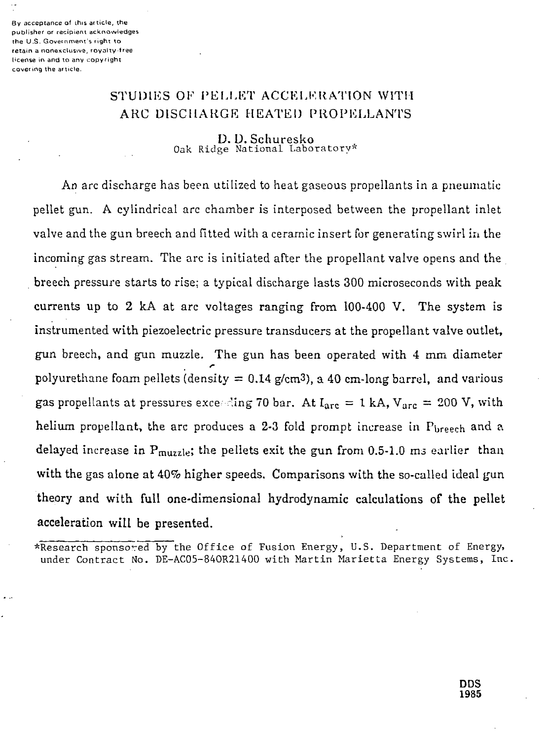By acceptance of this article, the publisher or recipient acknowledges the U.S. Government's right to retain a nonexclusive, royalty-free license in and to any copyright covering the article.

# STUDIES OF PELLET ACCELERATION WITH ARC DISCHARGE HEATED PROPELLANTS

D. D. Schuresko
Oak Ridge National Laboratory*

An arc discharge has been utilized to heat gaseous propellants in a pneumatic pellet gun. A cylindrical arc chamber is interposed between the propellant inlet valve and the gun breech and fitted with a ceramic insert for generating swirl in the incoming gas stream. The arc is initiated after the propellant valve opens and the breech pressure starts to rise; a typical discharge lasts 300 microseconds with peak currents up to 2 kA at arc voltages ranging from 100-400 V. The system is instrumented with piezoelectric pressure transducers at the propellant valve outlet, gun breech, and gun muzzle. The gun has been operated with 4 mm diameter polyurethane foam pellets (density = 0.14 g/cm$^3$), a 40 cm-long barrel, and various gas propellants at pressures exceeding 70 bar. At $I_{arc}$ = 1 kA, $V_{arc}$ = 200 V, with helium propellant, the arc produces a 2-3 fold prompt increase in $P_{breech}$ and a delayed increase in $P_{muzzle}$; the pellets exit the gun from 0.5-1.0 ms earlier than with the gas alone at 40% higher speeds. Comparisons with the so-called ideal gun theory and with full one-dimensional hydrodynamic calculations of the pellet acceleration will be presented.

*Research sponsored by the Office of Fusion Energy, U.S. Department of Energy, under Contract No. DE-AC05-84OR21400 with Martin Marietta Energy Systems, Inc.

DDS
1985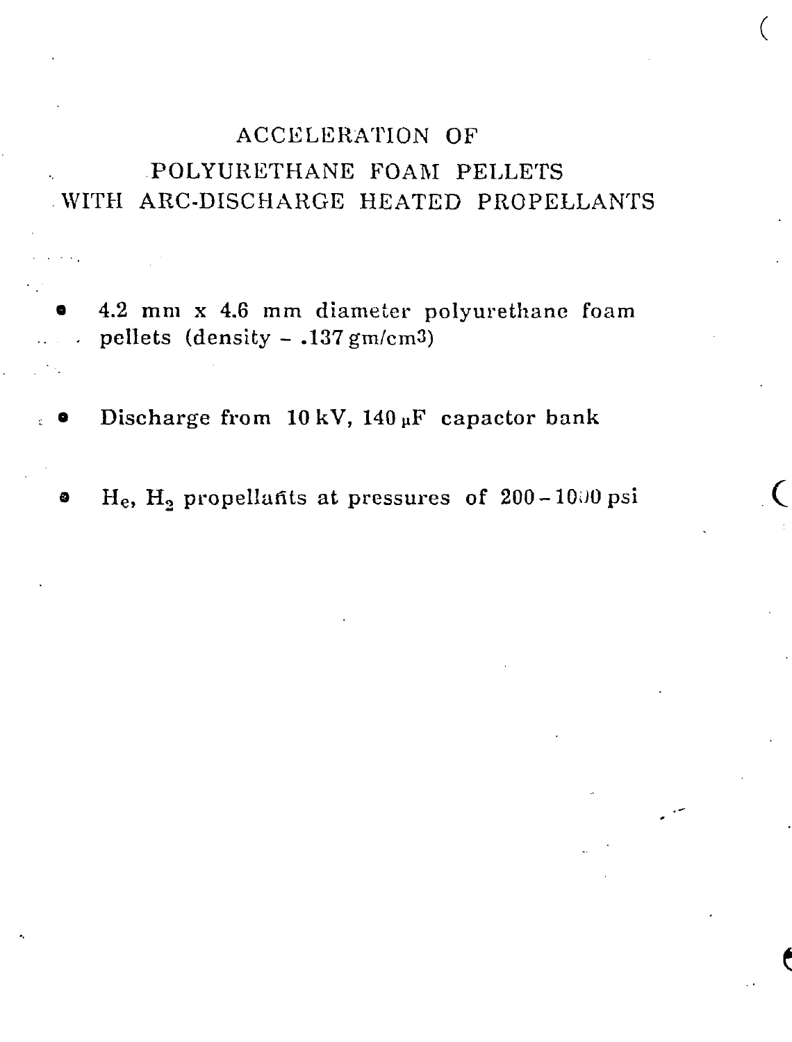# ACCELERATION OF POLYURETHANE FOAM PELLETS WITH ARC-DISCHARGE HEATED PROPELLANTS

- 4.2 mm x 4.6 mm diameter polyurethane foam pellets (density – .137 gm/cm$^3$)

- Discharge from 10 kV, 140 μF capacitor bank

- He, $H_2$ propellants at pressures of 200 – 1000 psi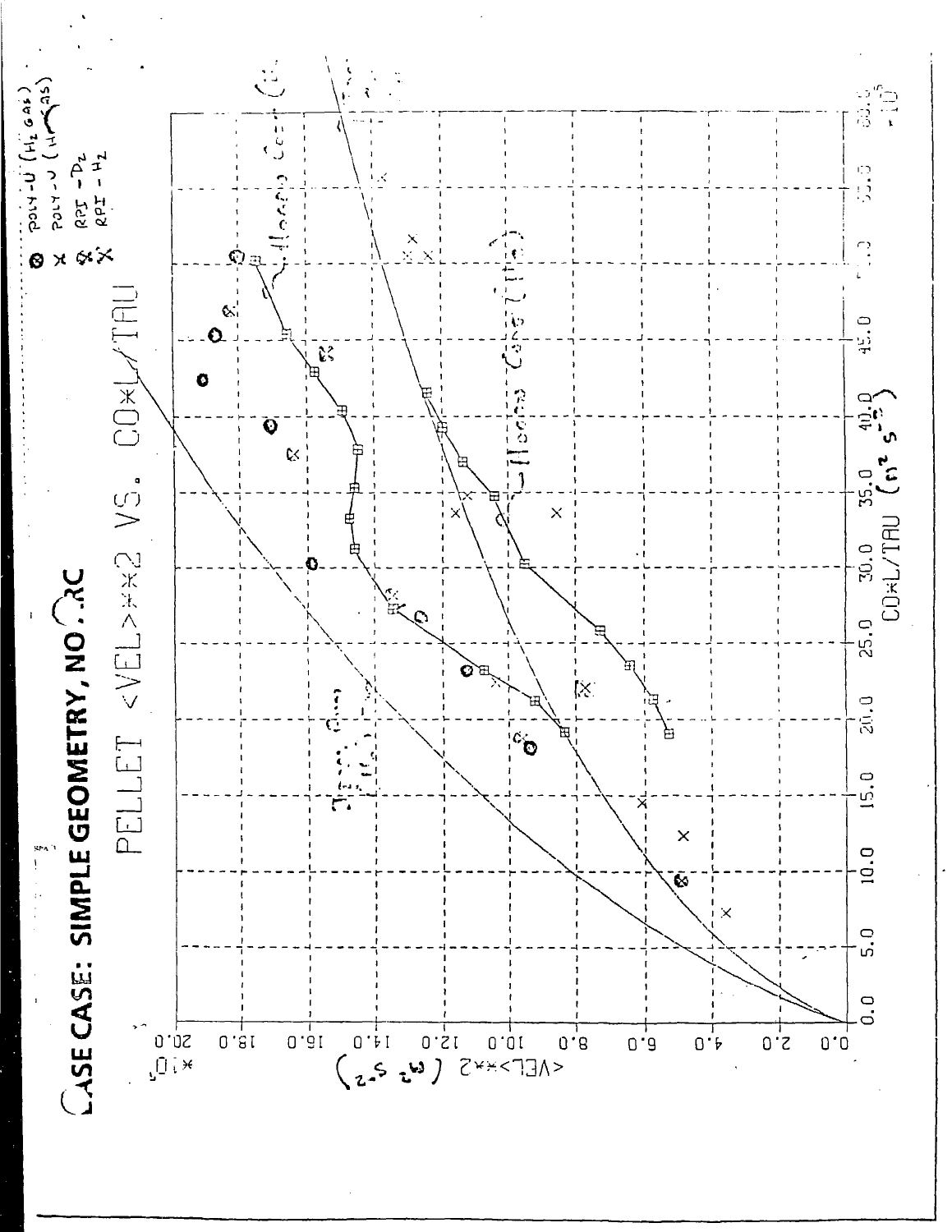# BASE CASE: SIMPLE GEOMETRY, NO ARC

PELLET <VEL>**2 VS. CO*L/TAU

- ⊗ POLY-U ($H_2$ GAS)
- × POLY-U ($H_2$ GAS)
- ⊗ RPI – $D_2$
- × RPI – $H_2$

<VEL>**2 ($m^2\ s^{-2}$) $\times 10^5$

CO*L/TAU ($m^2\ s^{-2}$) $\times 10^5$

Ideal Gun ($H_2$)

Heavy Case ($D_2$)

Heavy Case ($H_2$)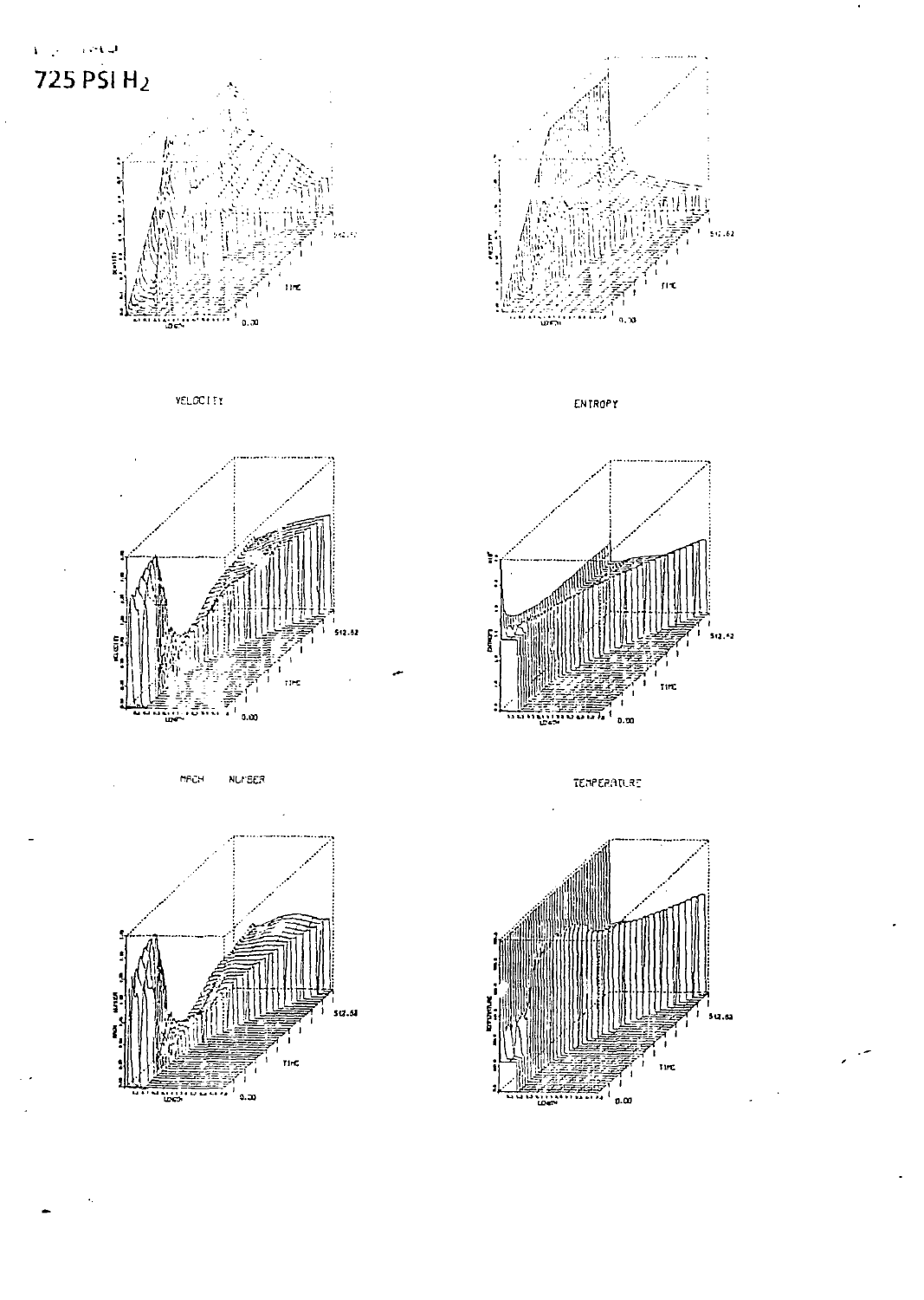725 PSI $H_2$

VELOCITY

ENTROPY

MACH NUMBER

TEMPERATURE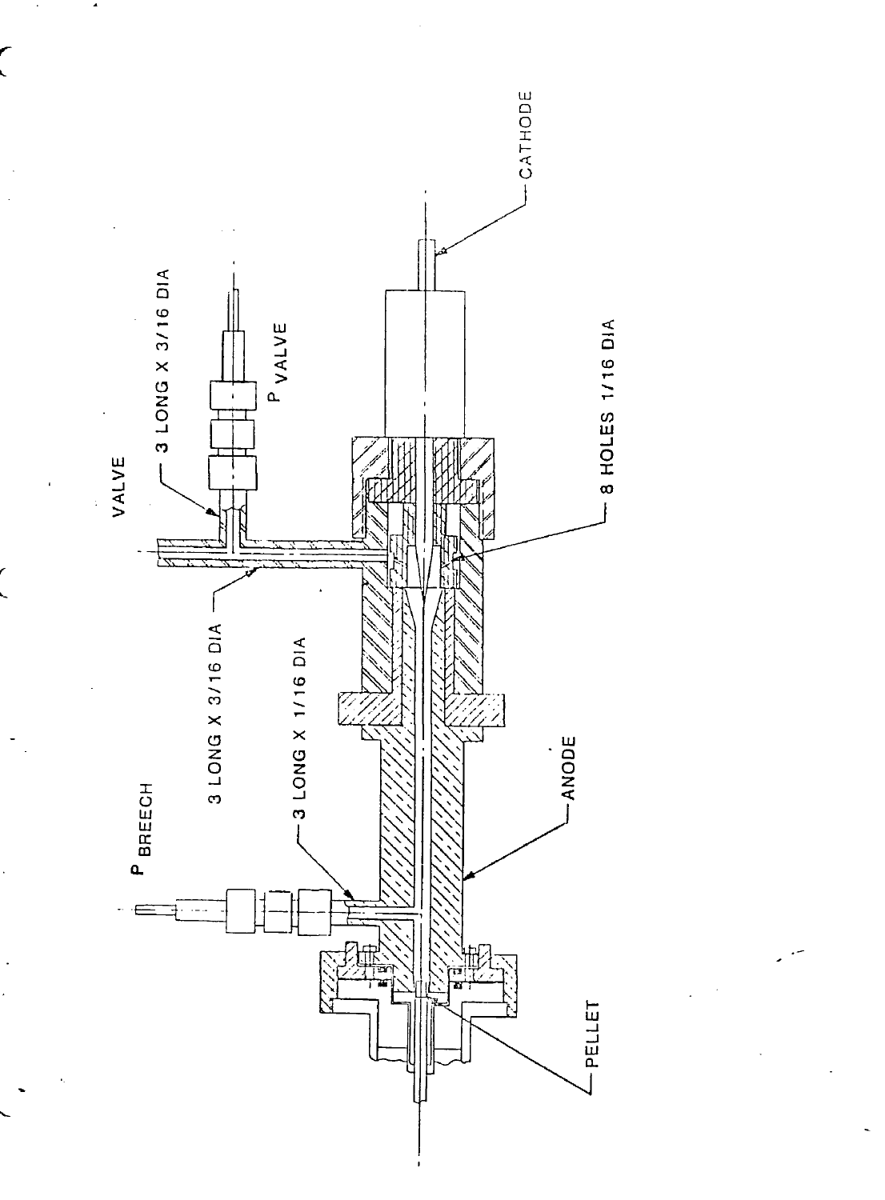CATHODE

VALVE

3 LONG X 3/16 DIA

P VALVE

8 HOLES 1/16 DIA

3 LONG X 3/16 DIA

3 LONG X 1/16 DIA

P BREECH

ANODE

PELLET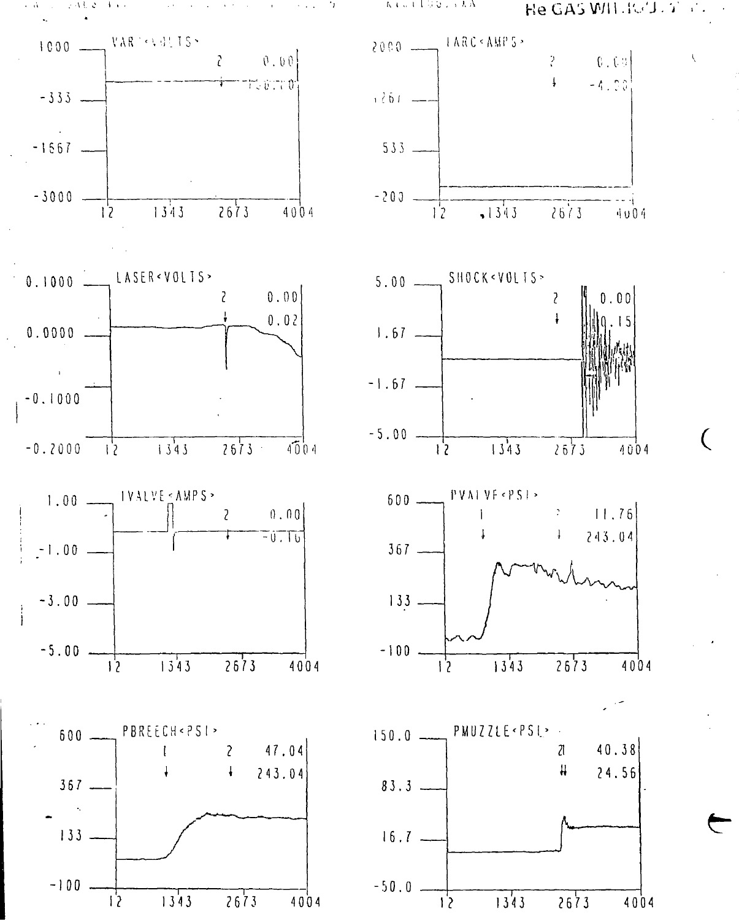He GAS WIT...

VAR<VOLTS>

IARC<AMPS>

LASER<VOLTS>

SHOCK<VOLTS>

IVALVE<AMPS>

PVALVE<PSI>

PBREECH<PSI>

PMUZZLE<PSI>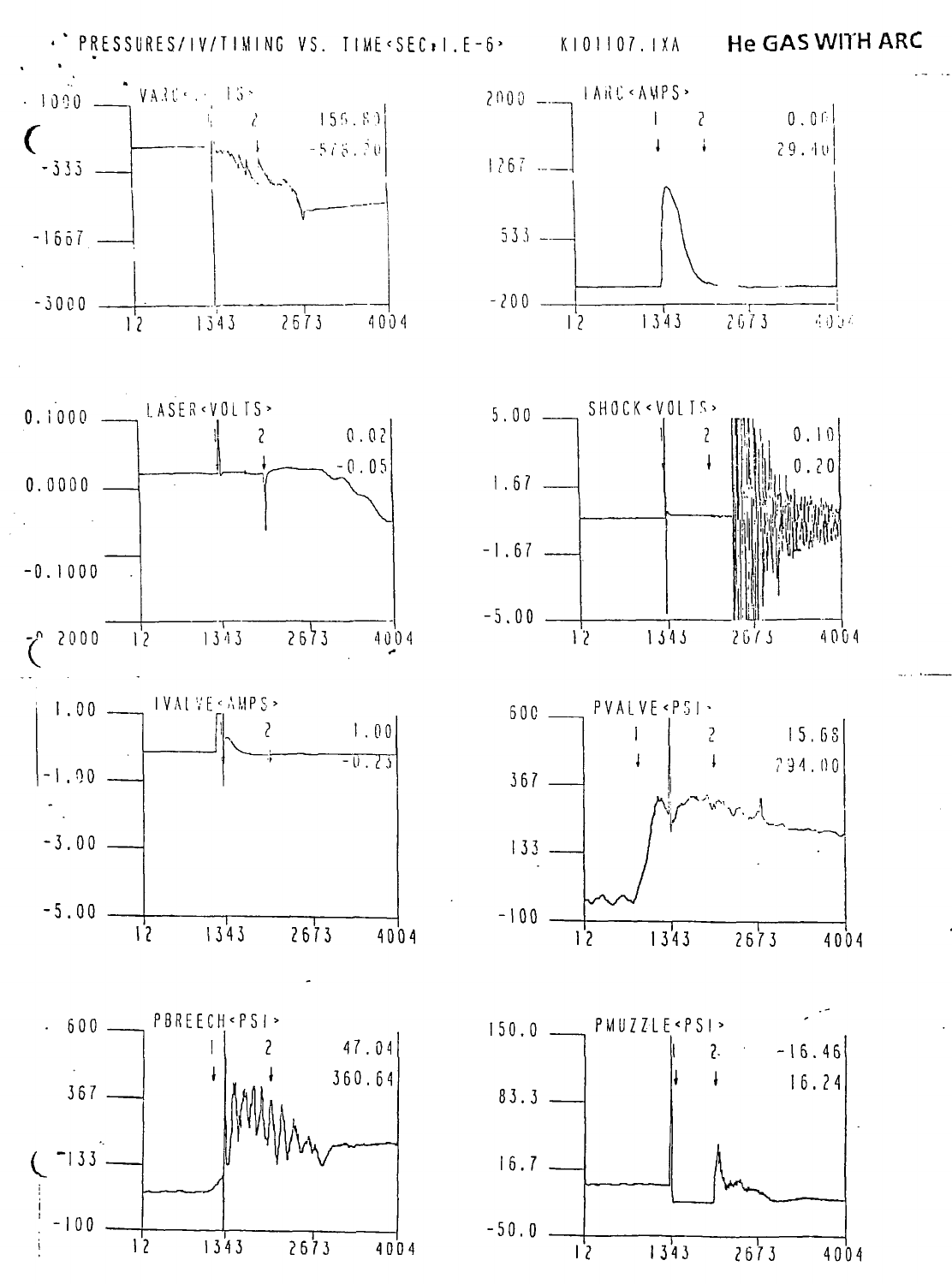PRESSURES/IV/TIMING VS. TIME<SEC*1.E-6>  K101107.IXA  **He GAS WITH ARC**

VARC<...15>  1  2  155.80  -578.70

IARC<AMPS>  1  2  0.00  29.40

LASER<VOLTS>  1  2  0.02  -0.05

SHOCK<VOLTS>  1  2  0.10  0.20

IVALVE<AMPS>  1  2  1.00  -0.23

PVALVE<PSI>  1  2  15.68  294.00

PBREECH<PSI>  1  2  47.04  360.64

PMUZZLE<PSI>  1  2  -16.46  16.24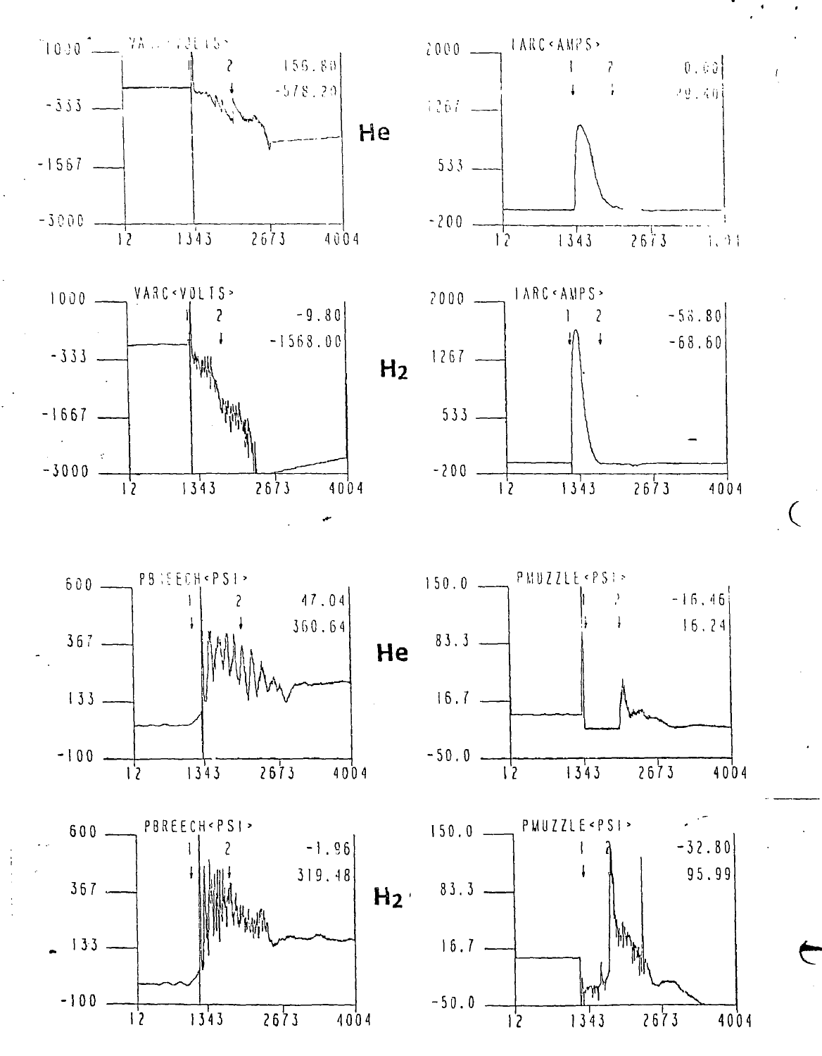VARC<VOLTS> — He

1000, -333, -1567, -3000; 12, 1343, 2673, 4004

1 2; 156.80, -578.20

IARC<AMPS> — He

2000, 1267, 533, -200; 12, 1343, 2673

1 2; 0.00, 29.40

VARC<VOLTS> — $H_2$

1000, -333, -1667, -3000; 12, 1343, 2673, 4004

1 2; -9.80, -1568.00

IARC<AMPS> — $H_2$

2000, 1267, 533, -200; 12, 1343, 2673, 4004

1 2; -58.80, -68.60

PBREECH<PSI> — He

600, 367, 133, -100; 12, 1343, 2673, 4004

1 2; 47.04, 360.64

PMUZZLE<PSI> — He

150.0, 83.3, 16.7, -50.0; 12, 1343, 2673, 4004

1 2; -16.46, 16.24

PBREECH<PSI> — $H_2$

600, 367, 133, -100; 12, 1343, 2673, 4004

1 2; -1.96, 319.48

PMUZZLE<PSI> — $H_2$

150.0, 83.3, 16.7, -50.0; 12, 1343, 2673, 4004

1 2; -32.80, 95.99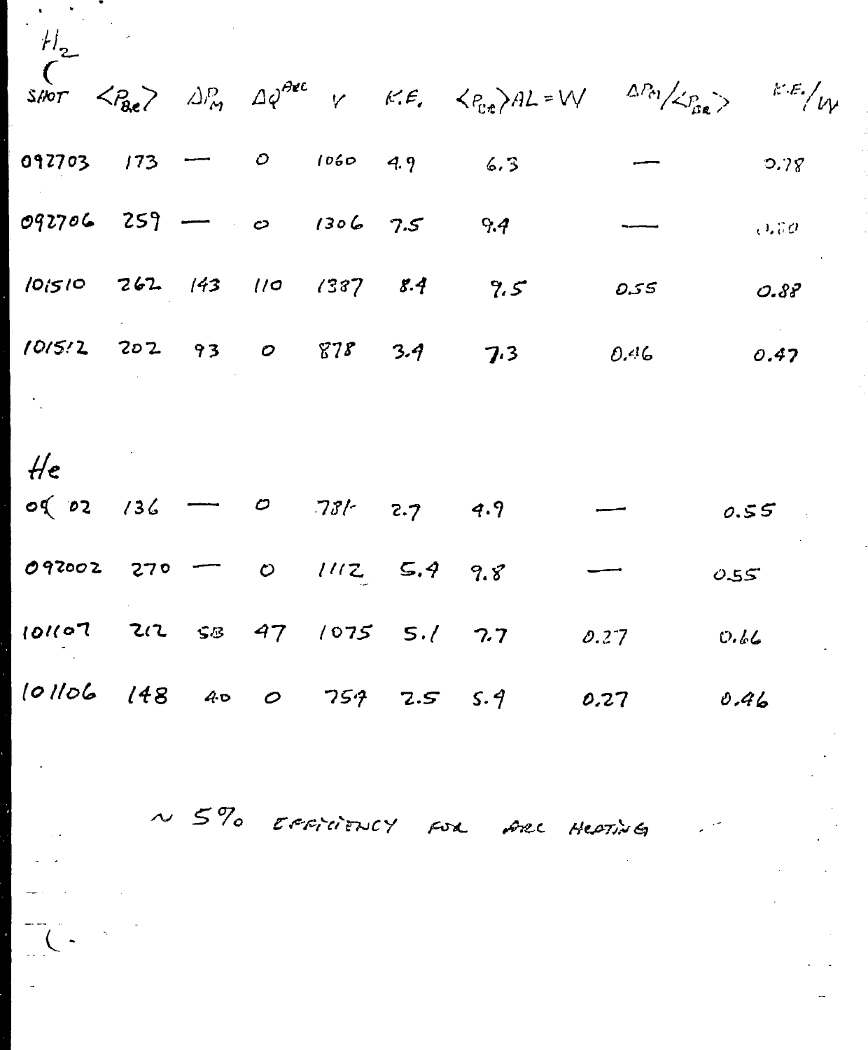$H_2$

| SHOT | $\langle P_{Be} \rangle$ | $\Delta P_M$ | $\Delta Q^{Arc}$ | $v$ | K.E. | $\langle P_{Be} \rangle AL = W$ | $\Delta P_M / \langle P_{Be} \rangle$ | K.E./W |
|---|---|---|---|---|---|---|---|---|
| 092703 | 173 | — | 0 | 1060 | 4.9 | 6.3 | — | 0.78 |
| 092706 | 259 | — | 0 | 1306 | 7.5 | 9.4 | — | 0.80 |
| 101510 | 262 | 143 | 110 | 1387 | 8.4 | 9.5 | 0.55 | 0.88 |
| 101512 | 202 | 93 | 0 | 878 | 3.4 | 7.3 | 0.46 | 0.47 |

He

| SHOT | $\langle P_{Be} \rangle$ | $\Delta P_M$ | $\Delta Q^{Arc}$ | $v$ | K.E. | $\langle P_{Be} \rangle AL = W$ | $\Delta P_M / \langle P_{Be} \rangle$ | K.E./W |
|---|---|---|---|---|---|---|---|---|
| 09(02 | 136 | — | 0 | 781 | 2.7 | 4.9 | — | 0.55 |
| 092002 | 270 | — | 0 | 1112 | 5.4 | 9.8 | — | 0.55 |
| 101107 | 212 | 58 | 47 | 1075 | 5.1 | 7.7 | 0.27 | 0.66 |
| 101106 | 148 | 40 | 0 | 759 | 2.5 | 5.4 | 0.27 | 0.46 |

~ 5% EFFICIENCY FOR ARC HEATING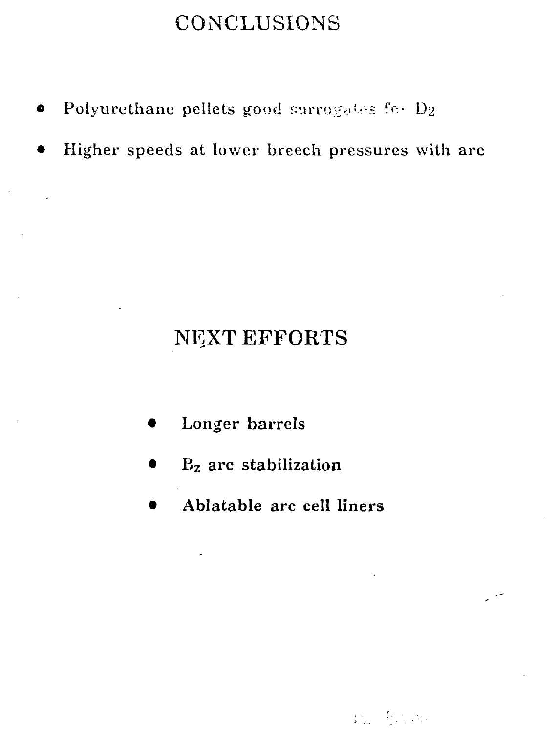# CONCLUSIONS

- Polyurethane pellets good surrogates for $D_2$
- Higher speeds at lower breech pressures with arc

# NEXT EFFORTS

- **Longer barrels**
- **$B_z$ arc stabilization**
- **Ablatable arc cell liners**